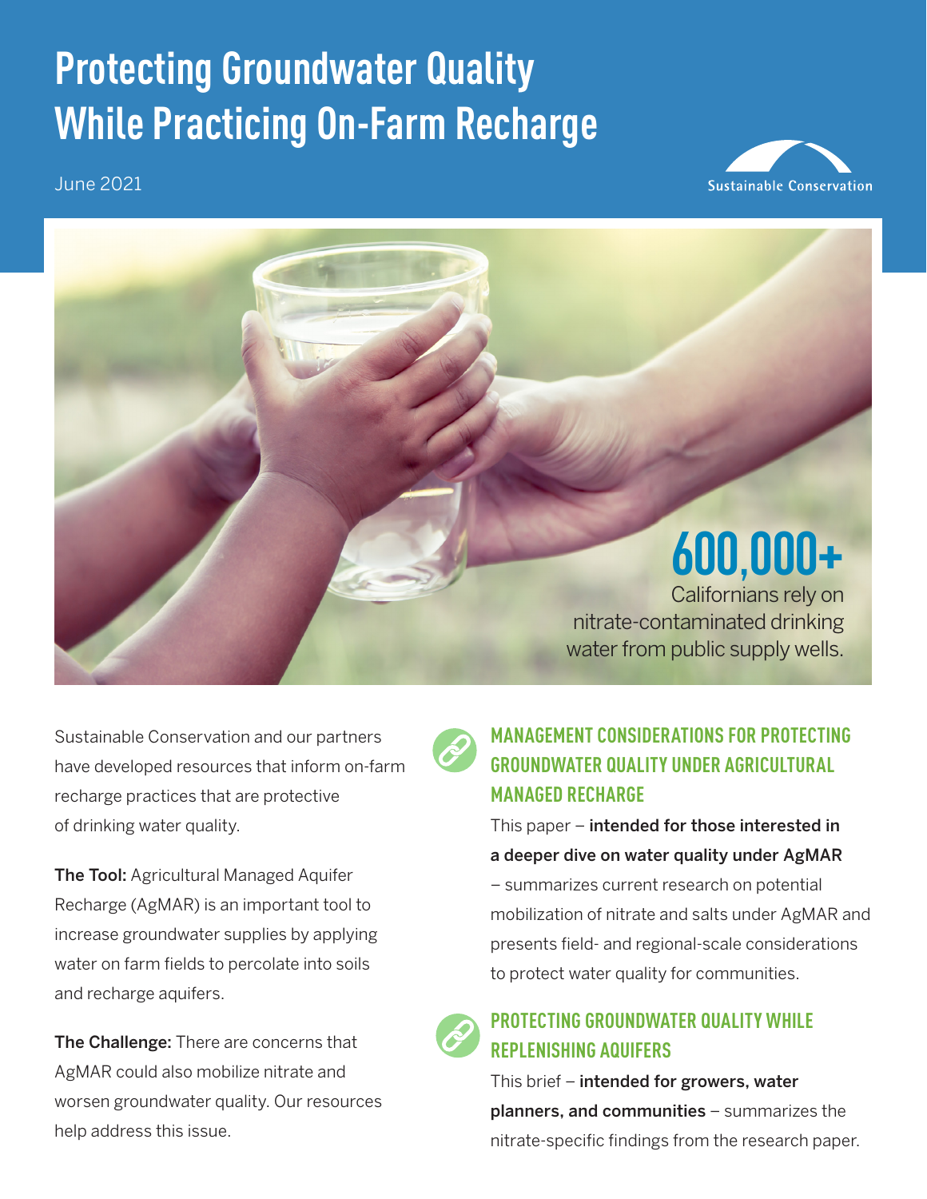# Protecting Groundwater Quality While Practicing On-Farm Recharge

June 2021

Sustainable Conservation

**600,000+**

Californians rely on nitrate-contaminated drinking water from public supply wells.

Sustainable Conservation and our partners have developed resources that inform on-farm recharge practices that are protective of drinking water quality.

**The Tool:** Agricultural Managed Aquifer Recharge (AgMAR) is an important tool to increase groundwater supplies by applying water on farm fields to percolate into soils and recharge aquifers.

**The Challenge:** There are concerns that AgMAR could also mobilize nitrate and worsen groundwater quality. Our resources help address this issue.

## MANAGEMENT CONSIDERATIONS FOR PROTECTING GROUNDWATER QUALITY UNDER AGRICULTURAL MANAGED RECHARGE

This paper – **intended for those interested in a deeper dive on water quality under AgMAR** – summarizes current research on potential mobilization of nitrate and salts under AgMAR and presents field- and regional-scale considerations to protect water quality for communities.

## PROTECTING GROUNDWATER QUALITY WHILE REPLENISHING AQUIFERS

This brief – **intended for growers, water planners, and communities** – summarizes the nitrate-specific findings from the research paper.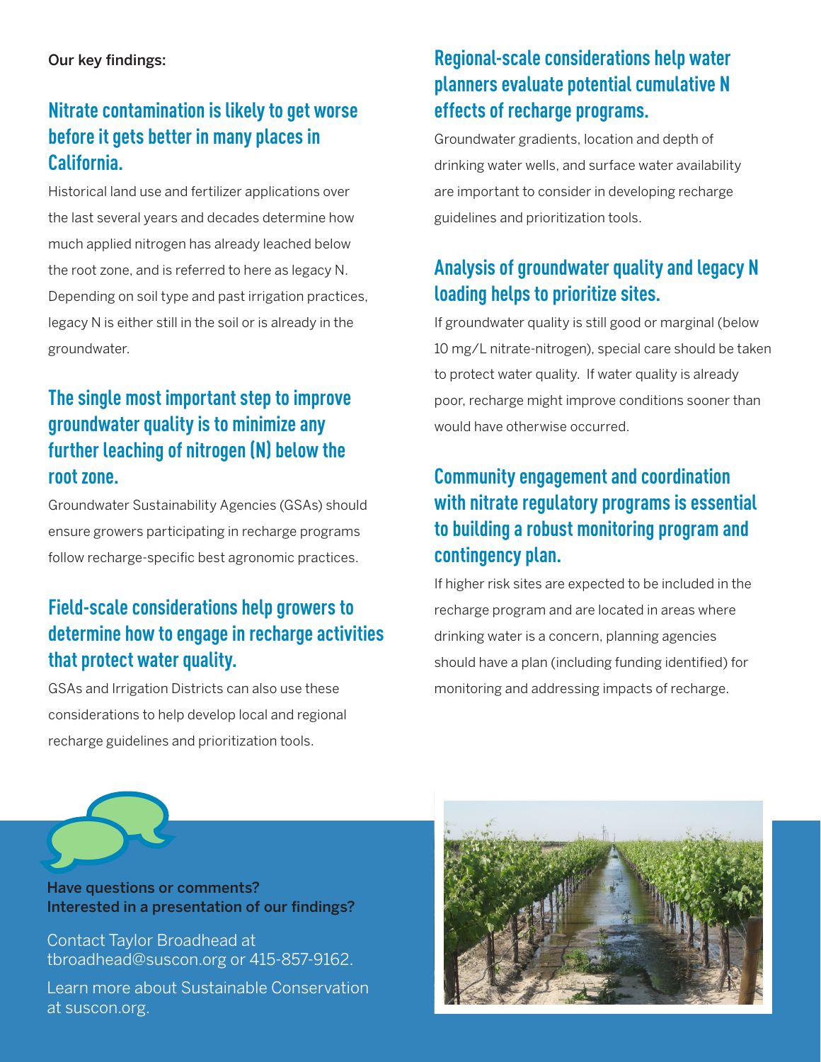Our key findings:

## Nitrate contamination is likely to get worse before it gets better in many places in California.

Historical land use and fertilizer applications over the last several years and decades determine how much applied nitrogen has already leached below the root zone, and is referred to here as legacy N. Depending on soil type and past irrigation practices, legacy N is either still in the soil or is already in the groundwater.

## The single most important step to improve groundwater quality is to minimize any further leaching of nitrogen (N) below the root zone.

Groundwater Sustainability Agencies (GSAs) should ensure growers participating in recharge programs follow recharge-specific best agronomic practices.

## Field-scale considerations help growers to determine how to engage in recharge activities that protect water quality.

GSAs and Irrigation Districts can also use these considerations to help develop local and regional recharge guidelines and prioritization tools.

## Regional-scale considerations help water planners evaluate potential cumulative N effects of recharge programs.

Groundwater gradients, location and depth of drinking water wells, and surface water availability are important to consider in developing recharge guidelines and prioritization tools.

## Analysis of groundwater quality and legacy N loading helps to prioritize sites.

If groundwater quality is still good or marginal (below 10 mg/L nitrate-nitrogen), special care should be taken to protect water quality. If water quality is already poor, recharge might improve conditions sooner than would have otherwise occurred.

## Community engagement and coordination with nitrate regulatory programs is essential to building a robust monitoring program and contingency plan.

If higher risk sites are expected to be included in the recharge program and are located in areas where drinking water is a concern, planning agencies should have a plan (including funding identified) for monitoring and addressing impacts of recharge.

**Have questions or comments?**
**Interested in a presentation of our findings?**

Contact Taylor Broadhead at tbroadhead@suscon.org or 415-857-9162.

Learn more about Sustainable Conservation at suscon.org.